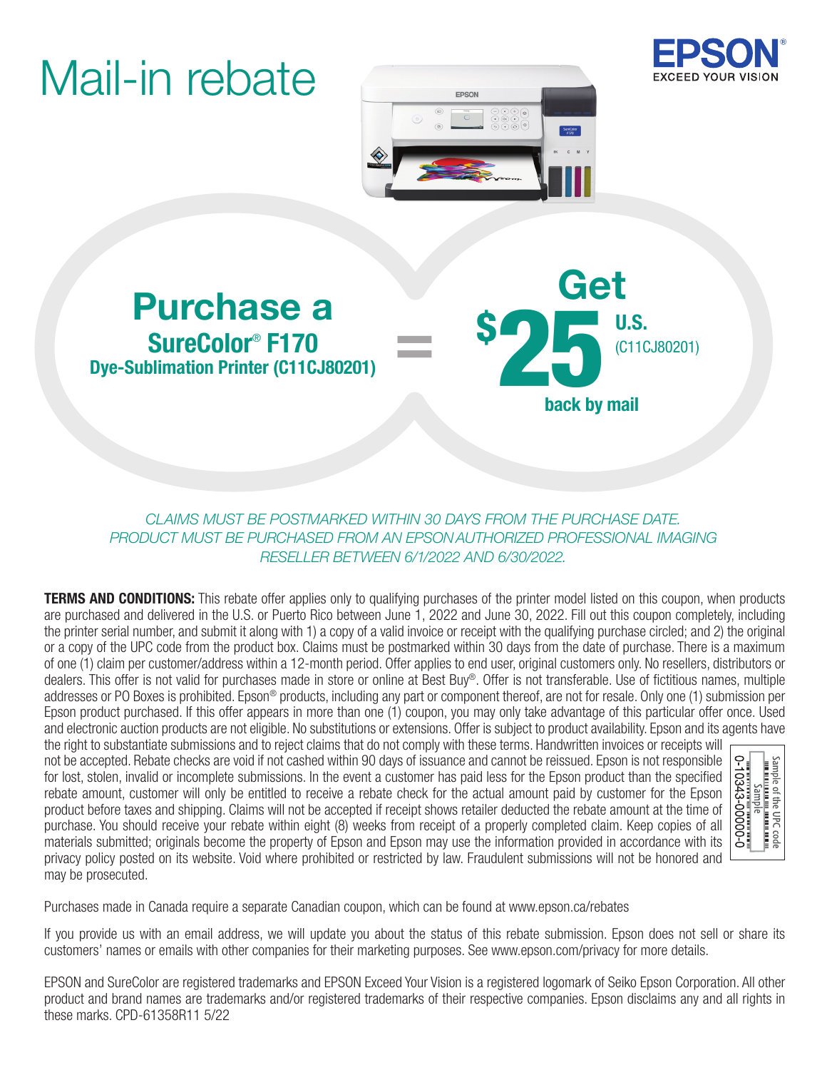# Mail-in rebate

EPSON
EXCEED YOUR VISION

## Purchase a

**SureColor® F170**
**Dye-Sublimation Printer (C11CJ80201)**

=

## Get

**$25 U.S.** (C11CJ80201)

**back by mail**

*CLAIMS MUST BE POSTMARKED WITHIN 30 DAYS FROM THE PURCHASE DATE.
PRODUCT MUST BE PURCHASED FROM AN EPSON AUTHORIZED PROFESSIONAL IMAGING RESELLER BETWEEN 6/1/2022 AND 6/30/2022.*

**TERMS AND CONDITIONS:** This rebate offer applies only to qualifying purchases of the printer model listed on this coupon, when products are purchased and delivered in the U.S. or Puerto Rico between June 1, 2022 and June 30, 2022. Fill out this coupon completely, including the printer serial number, and submit it along with 1) a copy of a valid invoice or receipt with the qualifying purchase circled; and 2) the original or a copy of the UPC code from the product box. Claims must be postmarked within 30 days from the date of purchase. There is a maximum of one (1) claim per customer/address within a 12-month period. Offer applies to end user, original customers only. No resellers, distributors or dealers. This offer is not valid for purchases made in store or online at Best Buy®. Offer is not transferable. Use of fictitious names, multiple addresses or PO Boxes is prohibited. Epson® products, including any part or component thereof, are not for resale. Only one (1) submission per Epson product purchased. If this offer appears in more than one (1) coupon, you may only take advantage of this particular offer once. Used and electronic auction products are not eligible. No substitutions or extensions. Offer is subject to product availability. Epson and its agents have the right to substantiate submissions and to reject claims that do not comply with these terms. Handwritten invoices or receipts will not be accepted. Rebate checks are void if not cashed within 90 days of issuance and cannot be reissued. Epson is not responsible for lost, stolen, invalid or incomplete submissions. In the event a customer has paid less for the Epson product than the specified rebate amount, customer will only be entitled to receive a rebate check for the actual amount paid by customer for the Epson product before taxes and shipping. Claims will not be accepted if receipt shows retailer deducted the rebate amount at the time of purchase. You should receive your rebate within eight (8) weeks from receipt of a properly completed claim. Keep copies of all materials submitted; originals become the property of Epson and Epson may use the information provided in accordance with its privacy policy posted on its website. Void where prohibited or restricted by law. Fraudulent submissions will not be honored and may be prosecuted.

Sample of the UPC code
Sample
0-10343-00000-0

Purchases made in Canada require a separate Canadian coupon, which can be found at www.epson.ca/rebates

If you provide us with an email address, we will update you about the status of this rebate submission. Epson does not sell or share its customers' names or emails with other companies for their marketing purposes. See www.epson.com/privacy for more details.

EPSON and SureColor are registered trademarks and EPSON Exceed Your Vision is a registered logomark of Seiko Epson Corporation. All other product and brand names are trademarks and/or registered trademarks of their respective companies. Epson disclaims any and all rights in these marks. CPD-61358R11 5/22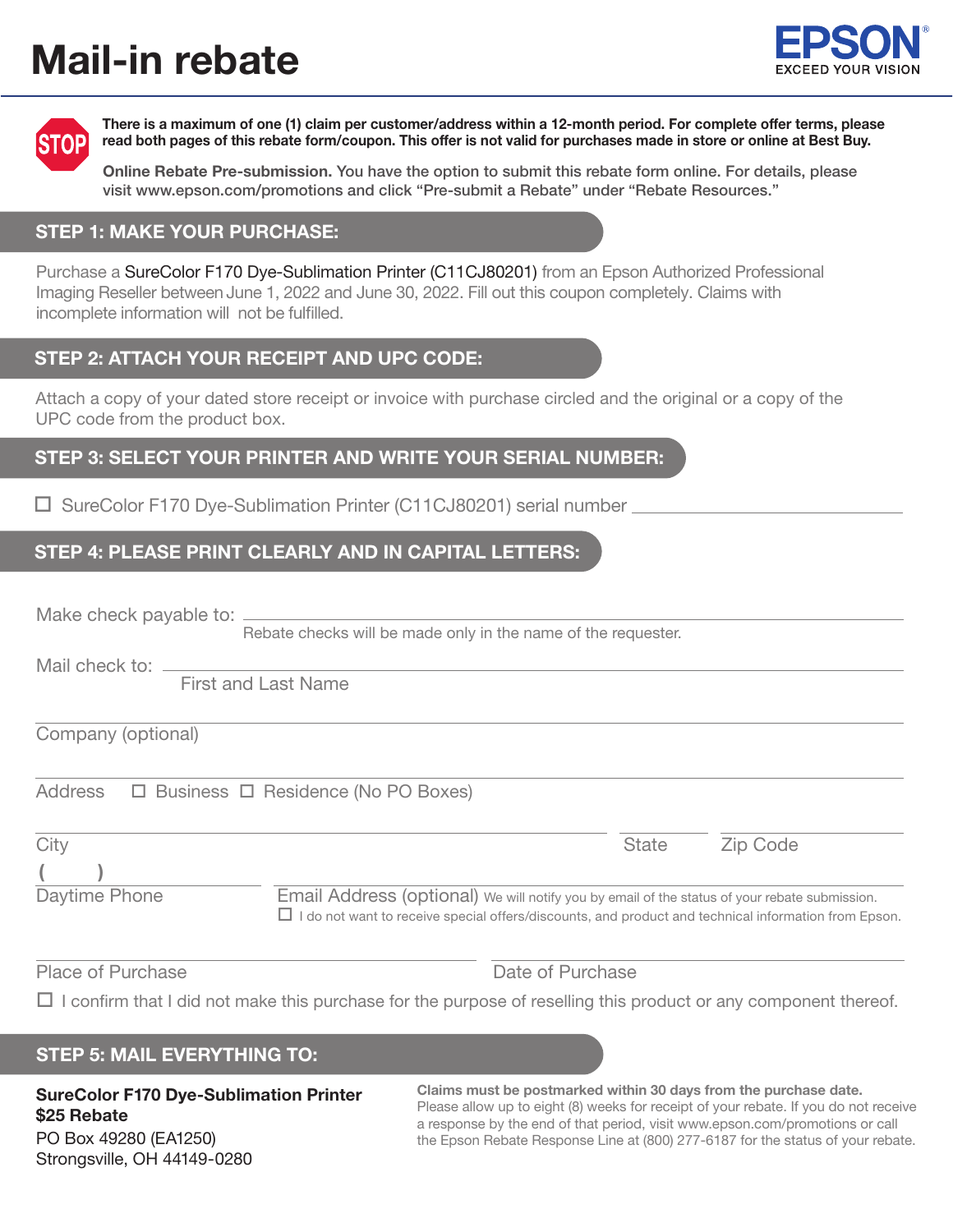# Mail-in rebate

EPSON
EXCEED YOUR VISION

STOP

**There is a maximum of one (1) claim per customer/address within a 12-month period. For complete offer terms, please read both pages of this rebate form/coupon. This offer is not valid for purchases made in store or online at Best Buy.**

**Online Rebate Pre-submission.** You have the option to submit this rebate form online. For details, please visit www.epson.com/promotions and click "Pre-submit a Rebate" under "Rebate Resources."

## STEP 1: MAKE YOUR PURCHASE:

Purchase a SureColor F170 Dye-Sublimation Printer (C11CJ80201) from an Epson Authorized Professional Imaging Reseller between June 1, 2022 and June 30, 2022. Fill out this coupon completely. Claims with incomplete information will not be fulfilled.

## STEP 2: ATTACH YOUR RECEIPT AND UPC CODE:

Attach a copy of your dated store receipt or invoice with purchase circled and the original or a copy of the UPC code from the product box.

## STEP 3: SELECT YOUR PRINTER AND WRITE YOUR SERIAL NUMBER:

☐ SureColor F170 Dye-Sublimation Printer (C11CJ80201) serial number \_\_\_\_\_\_\_\_\_\_\_\_\_\_\_\_\_\_\_\_

## STEP 4: PLEASE PRINT CLEARLY AND IN CAPITAL LETTERS:

Make check payable to: \_\_\_\_\_\_\_\_\_\_\_\_\_\_\_\_\_\_\_\_\_\_\_\_\_\_\_\_\_\_\_\_\_\_\_\_\_\_\_\_
Rebate checks will be made only in the name of the requester.

Mail check to: \_\_\_\_\_\_\_\_\_\_\_\_\_\_\_\_\_\_\_\_\_\_\_\_\_\_\_\_\_\_\_\_\_\_\_\_\_\_\_\_
First and Last Name

Company (optional)

Address ☐ Business ☐ Residence (No PO Boxes)

City | State | Zip Code

( )
Daytime Phone

Email Address (optional) We will notify you by email of the status of your rebate submission.
☐ I do not want to receive special offers/discounts, and product and technical information from Epson.

Place of Purchase | Date of Purchase

☐ I confirm that I did not make this purchase for the purpose of reselling this product or any component thereof.

## STEP 5: MAIL EVERYTHING TO:

**SureColor F170 Dye-Sublimation Printer**
**$25 Rebate**
PO Box 49280 (EA1250)
Strongsville, OH 44149-0280

**Claims must be postmarked within 30 days from the purchase date.**
Please allow up to eight (8) weeks for receipt of your rebate. If you do not receive a response by the end of that period, visit www.epson.com/promotions or call the Epson Rebate Response Line at (800) 277-6187 for the status of your rebate.